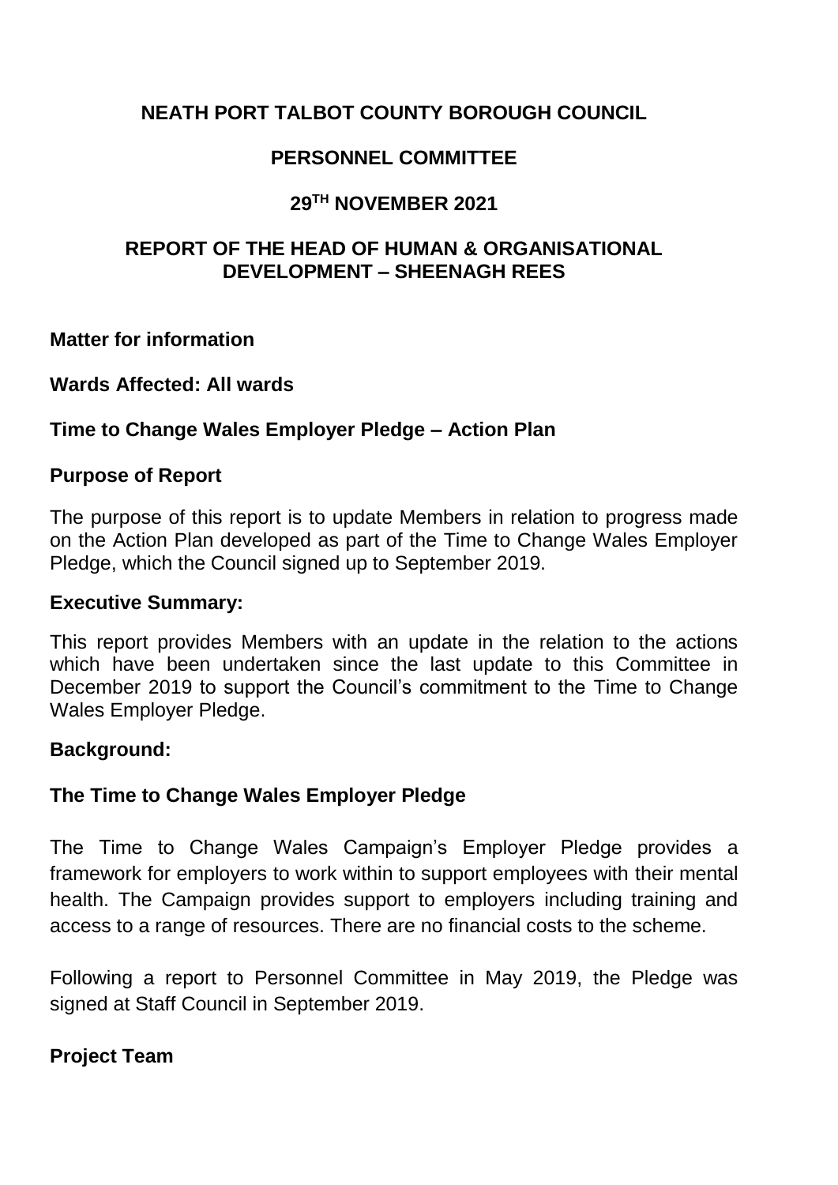**NEATH PORT TALBOT COUNTY BOROUGH COUNCIL**

**PERSONNEL COMMITTEE**

**29TH NOVEMBER 2021**

**REPORT OF THE HEAD OF HUMAN & ORGANISATIONAL DEVELOPMENT – SHEENAGH REES**

**Matter for information**

**Wards Affected: All wards**

**Time to Change Wales Employer Pledge – Action Plan**

**Purpose of Report**

The purpose of this report is to update Members in relation to progress made on the Action Plan developed as part of the Time to Change Wales Employer Pledge, which the Council signed up to September 2019.

**Executive Summary:**

This report provides Members with an update in the relation to the actions which have been undertaken since the last update to this Committee in December 2019 to support the Council's commitment to the Time to Change Wales Employer Pledge.

**Background:**

**The Time to Change Wales Employer Pledge**

The Time to Change Wales Campaign's Employer Pledge provides a framework for employers to work within to support employees with their mental health. The Campaign provides support to employers including training and access to a range of resources. There are no financial costs to the scheme.

Following a report to Personnel Committee in May 2019, the Pledge was signed at Staff Council in September 2019.

**Project Team**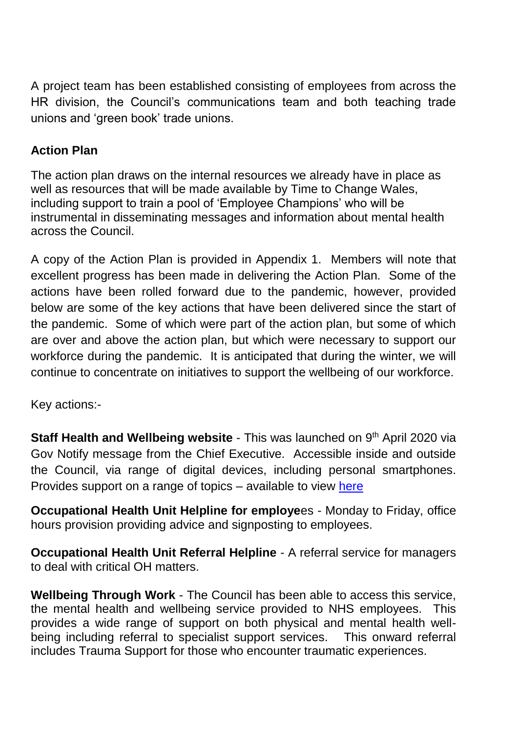A project team has been established consisting of employees from across the HR division, the Council's communications team and both teaching trade unions and 'green book' trade unions.

**Action Plan**

The action plan draws on the internal resources we already have in place as well as resources that will be made available by Time to Change Wales, including support to train a pool of 'Employee Champions' who will be instrumental in disseminating messages and information about mental health across the Council.

A copy of the Action Plan is provided in Appendix 1. Members will note that excellent progress has been made in delivering the Action Plan. Some of the actions have been rolled forward due to the pandemic, however, provided below are some of the key actions that have been delivered since the start of the pandemic. Some of which were part of the action plan, but some of which are over and above the action plan, but which were necessary to support our workforce during the pandemic. It is anticipated that during the winter, we will continue to concentrate on initiatives to support the wellbeing of our workforce.

Key actions:-

**Staff Health and Wellbeing website** - This was launched on 9th April 2020 via Gov Notify message from the Chief Executive. Accessible inside and outside the Council, via range of digital devices, including personal smartphones. Provides support on a range of topics – available to view here

**Occupational Health Unit Helpline for employe**es - Monday to Friday, office hours provision providing advice and signposting to employees.

**Occupational Health Unit Referral Helpline** - A referral service for managers to deal with critical OH matters.

**Wellbeing Through Work** - The Council has been able to access this service, the mental health and wellbeing service provided to NHS employees. This provides a wide range of support on both physical and mental health well-being including referral to specialist support services. This onward referral includes Trauma Support for those who encounter traumatic experiences.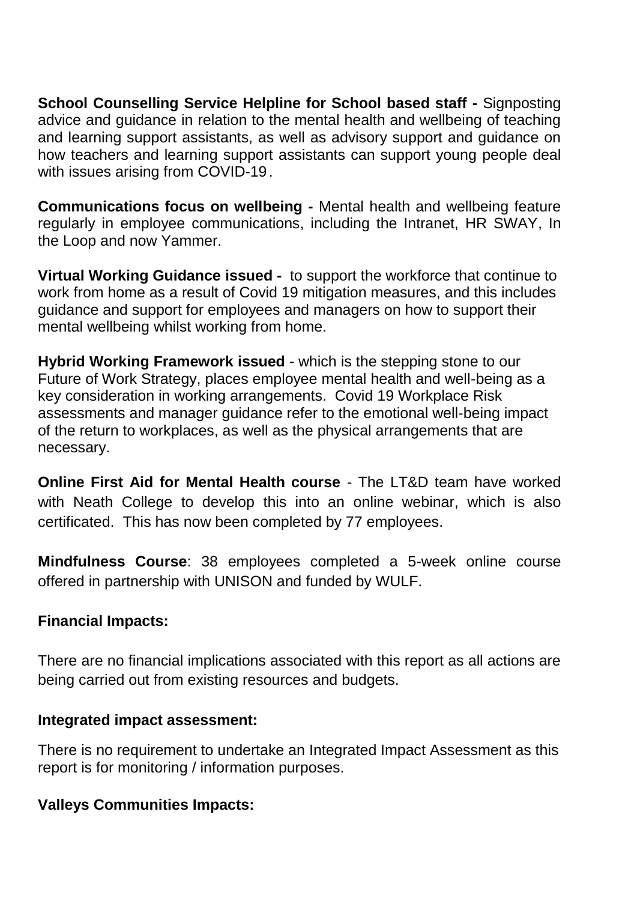**School Counselling Service Helpline for School based staff -** Signposting advice and guidance in relation to the mental health and wellbeing of teaching and learning support assistants, as well as advisory support and guidance on how teachers and learning support assistants can support young people deal with issues arising from COVID-19.

**Communications focus on wellbeing -** Mental health and wellbeing feature regularly in employee communications, including the Intranet, HR SWAY, In the Loop and now Yammer.

**Virtual Working Guidance issued -** to support the workforce that continue to work from home as a result of Covid 19 mitigation measures, and this includes guidance and support for employees and managers on how to support their mental wellbeing whilst working from home.

**Hybrid Working Framework issued** - which is the stepping stone to our Future of Work Strategy, places employee mental health and well-being as a key consideration in working arrangements. Covid 19 Workplace Risk assessments and manager guidance refer to the emotional well-being impact of the return to workplaces, as well as the physical arrangements that are necessary.

**Online First Aid for Mental Health course** - The LT&D team have worked with Neath College to develop this into an online webinar, which is also certificated. This has now been completed by 77 employees.

**Mindfulness Course**: 38 employees completed a 5-week online course offered in partnership with UNISON and funded by WULF.

**Financial Impacts:**

There are no financial implications associated with this report as all actions are being carried out from existing resources and budgets.

**Integrated impact assessment:**

There is no requirement to undertake an Integrated Impact Assessment as this report is for monitoring / information purposes.

**Valleys Communities Impacts:**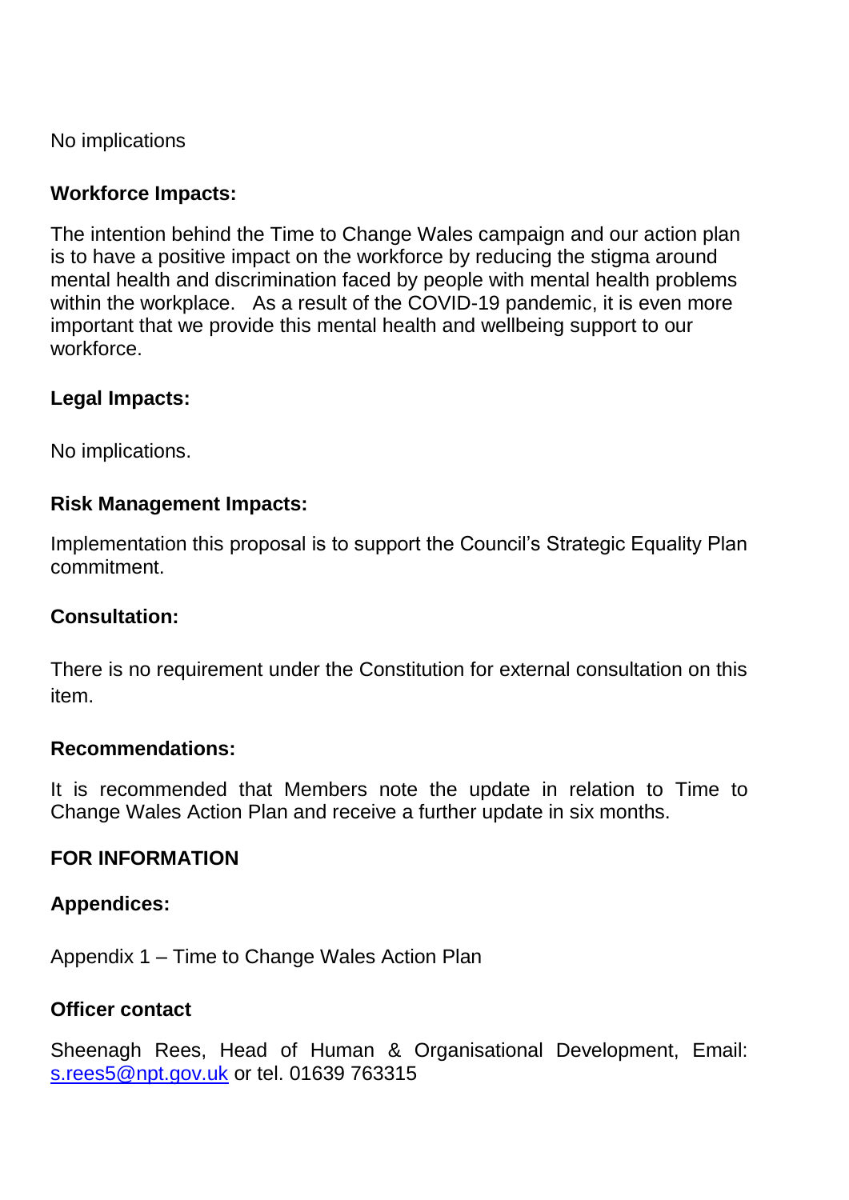No implications

**Workforce Impacts:**

The intention behind the Time to Change Wales campaign and our action plan is to have a positive impact on the workforce by reducing the stigma around mental health and discrimination faced by people with mental health problems within the workplace. As a result of the COVID-19 pandemic, it is even more important that we provide this mental health and wellbeing support to our workforce.

**Legal Impacts:**

No implications.

**Risk Management Impacts:**

Implementation this proposal is to support the Council's Strategic Equality Plan commitment.

**Consultation:**

There is no requirement under the Constitution for external consultation on this item.

**Recommendations:**

It is recommended that Members note the update in relation to Time to Change Wales Action Plan and receive a further update in six months.

**FOR INFORMATION**

**Appendices:**

Appendix 1 – Time to Change Wales Action Plan

**Officer contact**

Sheenagh Rees, Head of Human & Organisational Development, Email: s.rees5@npt.gov.uk or tel. 01639 763315